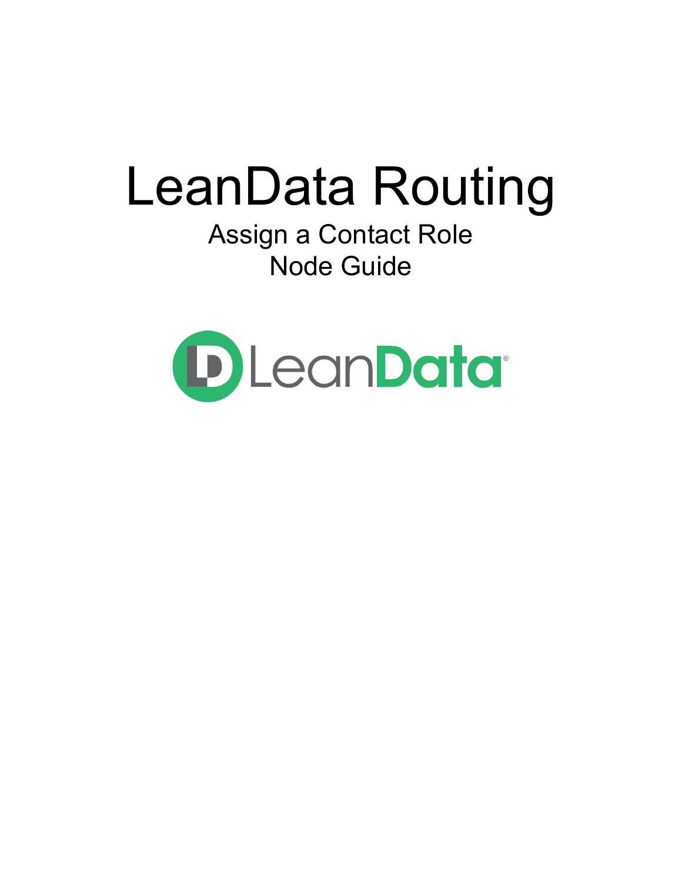# LeanData Routing

Assign a Contact Role

Node Guide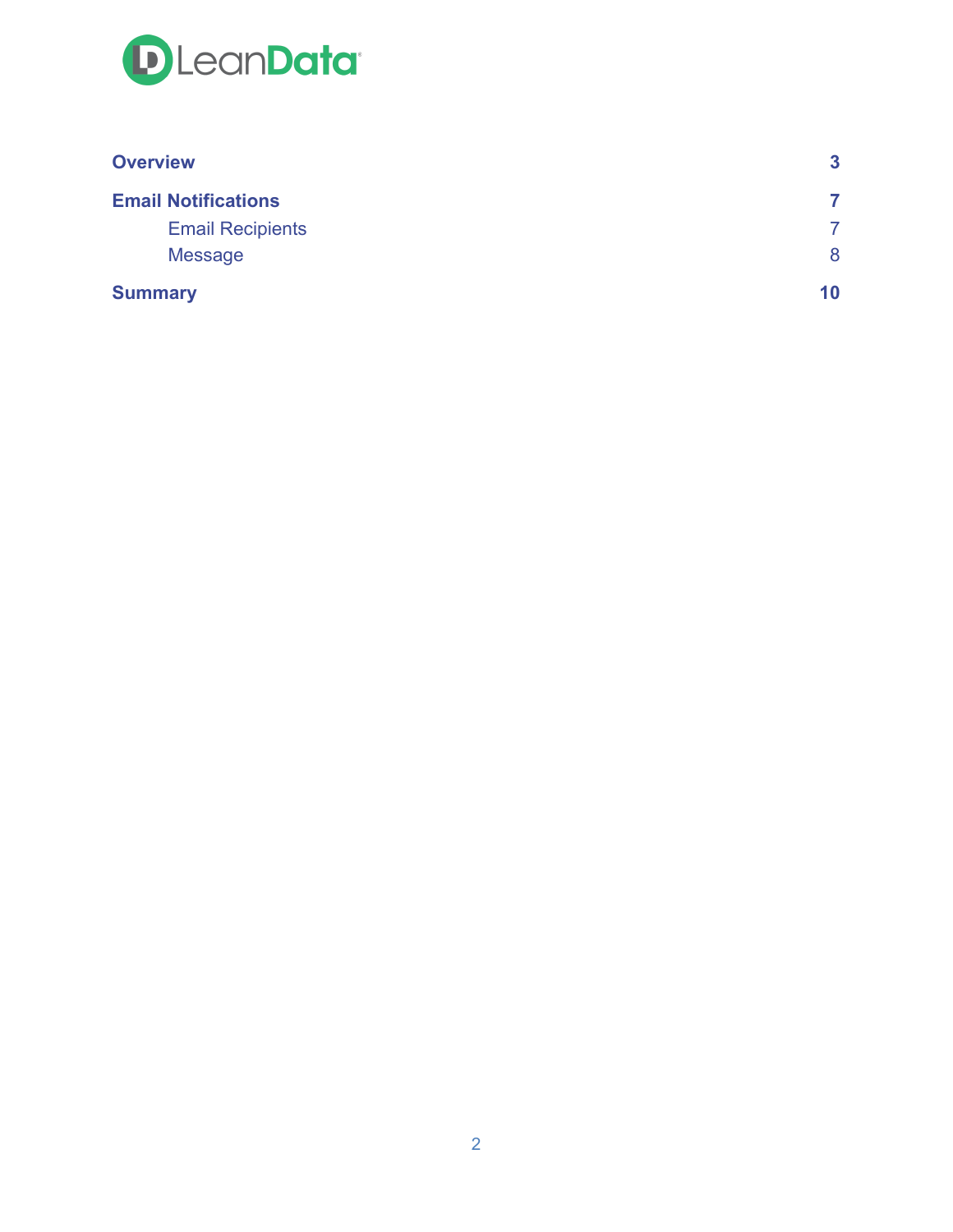| | |
|---|---|
| **Overview** | **3** |
| **Email Notifications** | **7** |
| Email Recipients | 7 |
| Message | 8 |
| **Summary** | **10** |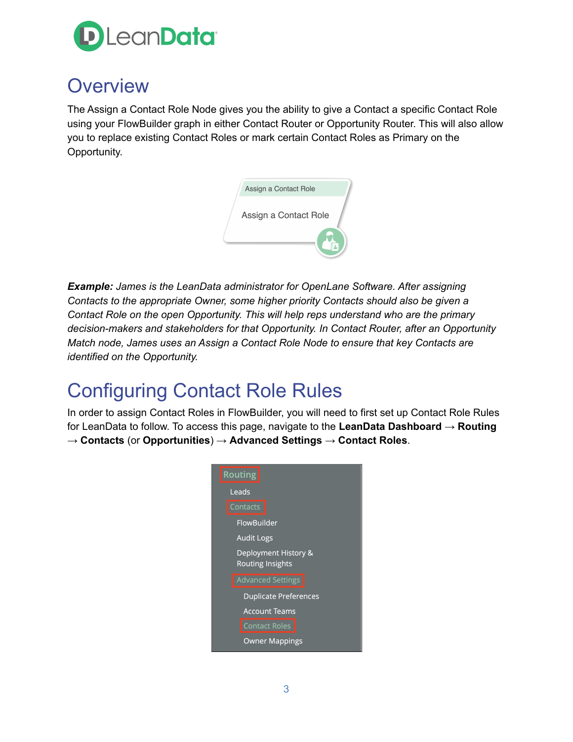# Overview

The Assign a Contact Role Node gives you the ability to give a Contact a specific Contact Role using your FlowBuilder graph in either Contact Router or Opportunity Router. This will also allow you to replace existing Contact Roles or mark certain Contact Roles as Primary on the Opportunity.

***Example:*** *James is the LeanData administrator for OpenLane Software. After assigning Contacts to the appropriate Owner, some higher priority Contacts should also be given a Contact Role on the open Opportunity. This will help reps understand who are the primary decision-makers and stakeholders for that Opportunity. In Contact Router, after an Opportunity Match node, James uses an Assign a Contact Role Node to ensure that key Contacts are identified on the Opportunity.*

# Configuring Contact Role Rules

In order to assign Contact Roles in FlowBuilder, you will need to first set up Contact Role Rules for LeanData to follow. To access this page, navigate to the **LeanData Dashboard** → **Routing** → **Contacts** (or **Opportunities**) → **Advanced Settings** → **Contact Roles**.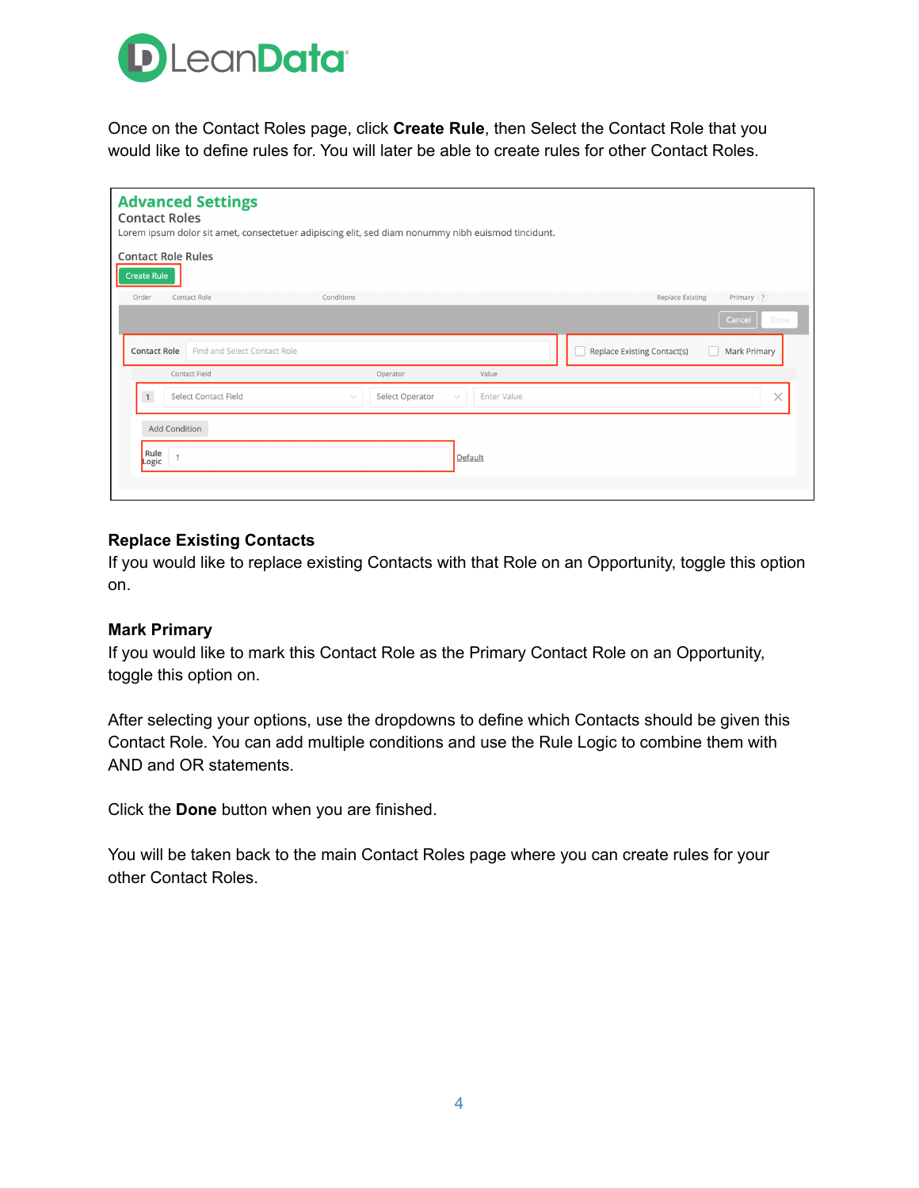Once on the Contact Roles page, click **Create Rule**, then Select the Contact Role that you would like to define rules for. You will later be able to create rules for other Contact Roles.

### Replace Existing Contacts

If you would like to replace existing Contacts with that Role on an Opportunity, toggle this option on.

### Mark Primary

If you would like to mark this Contact Role as the Primary Contact Role on an Opportunity, toggle this option on.

After selecting your options, use the dropdowns to define which Contacts should be given this Contact Role. You can add multiple conditions and use the Rule Logic to combine them with AND and OR statements.

Click the **Done** button when you are finished.

You will be taken back to the main Contact Roles page where you can create rules for your other Contact Roles.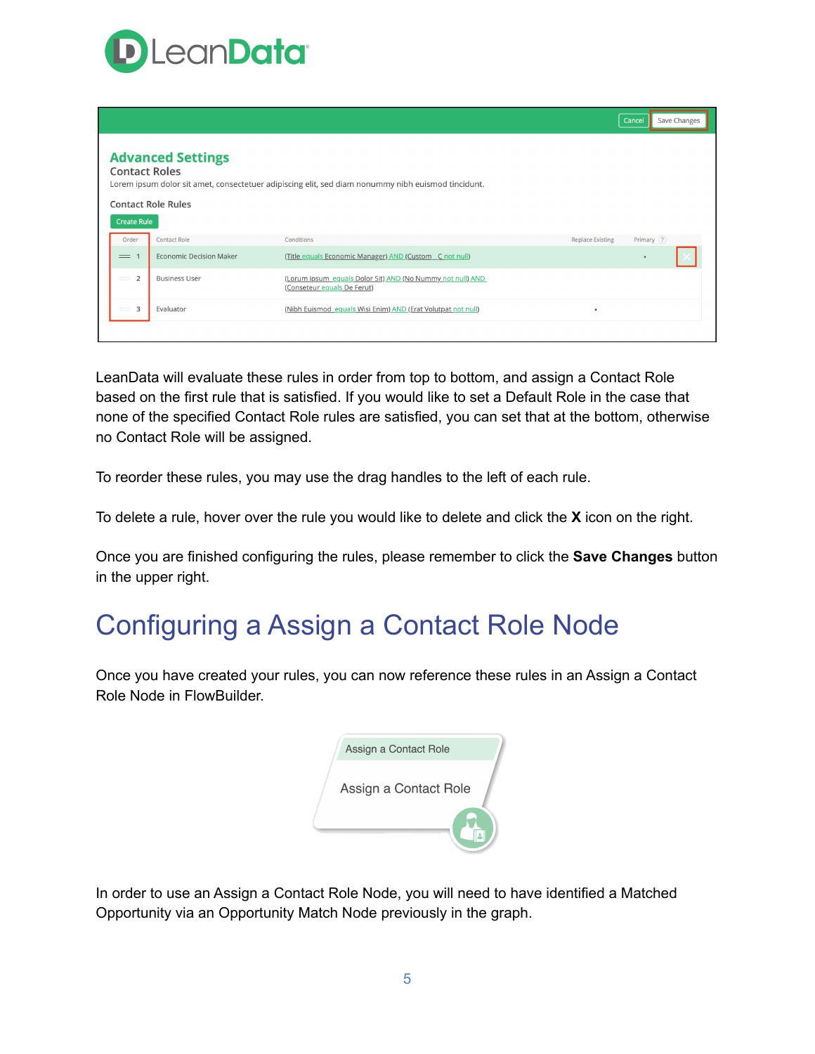LeanData will evaluate these rules in order from top to bottom, and assign a Contact Role based on the first rule that is satisfied. If you would like to set a Default Role in the case that none of the specified Contact Role rules are satisfied, you can set that at the bottom, otherwise no Contact Role will be assigned.

To reorder these rules, you may use the drag handles to the left of each rule.

To delete a rule, hover over the rule you would like to delete and click the **X** icon on the right.

Once you are finished configuring the rules, please remember to click the **Save Changes** button in the upper right.

# Configuring a Assign a Contact Role Node

Once you have created your rules, you can now reference these rules in an Assign a Contact Role Node in FlowBuilder.

In order to use an Assign a Contact Role Node, you will need to have identified a Matched Opportunity via an Opportunity Match Node previously in the graph.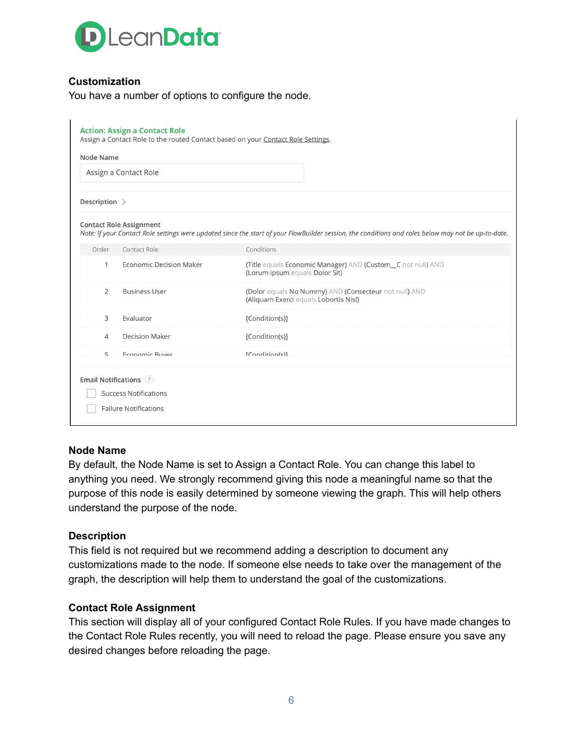### Customization

You have a number of options to configure the node.

**Action: Assign a Contact Role**

Assign a Contact Role to the routed Contact based on your Contact Role Settings.

Node Name

Assign a Contact Role

Description >

Contact Role Assignment

*Note: If your Contact Role settings were updated since the start of your FlowBuilder session, the conditions and roles below may not be up-to-date.*

| Order | Contact Role | Conditions |
|---|---|---|
| 1 | Economic Decision Maker | (Title equals Economic Manager) AND (Custom__C not null) AND (Lorum ipsum equals Dolor Sit) |
| 2 | Business User | (Dolor equals No Nummy) AND (Consecteur not null) AND (Aliquam Exerci equals Lobortis Nisl) |
| 3 | Evaluator | [Condition(s)] |
| 4 | Decision Maker | [Condition(s)] |
| 5 | Economic Buyer | [Condition(s)] |

Email Notifications

- [ ] Success Notifications
- [ ] Failure Notifications

### Node Name

By default, the Node Name is set to Assign a Contact Role. You can change this label to anything you need. We strongly recommend giving this node a meaningful name so that the purpose of this node is easily determined by someone viewing the graph. This will help others understand the purpose of the node.

### Description

This field is not required but we recommend adding a description to document any customizations made to the node. If someone else needs to take over the management of the graph, the description will help them to understand the goal of the customizations.

### Contact Role Assignment

This section will display all of your configured Contact Role Rules. If you have made changes to the Contact Role Rules recently, you will need to reload the page. Please ensure you save any desired changes before reloading the page.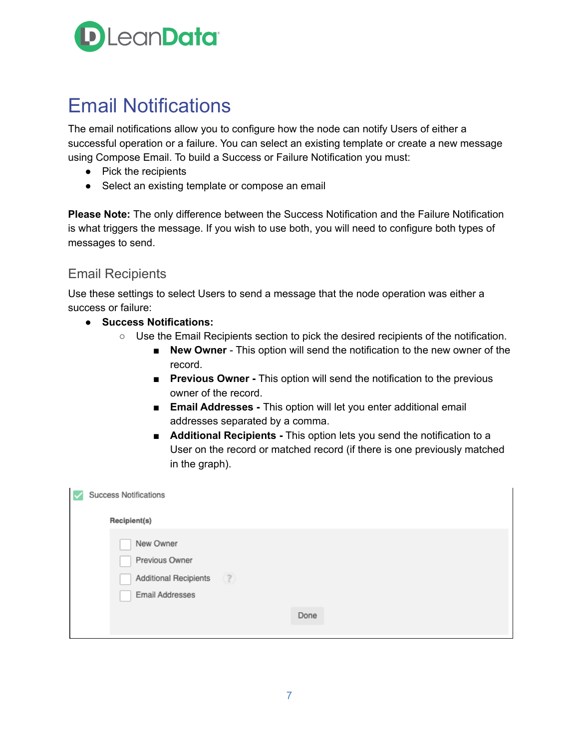# Email Notifications

The email notifications allow you to configure how the node can notify Users of either a successful operation or a failure. You can select an existing template or create a new message using Compose Email. To build a Success or Failure Notification you must:

- Pick the recipients
- Select an existing template or compose an email

**Please Note:** The only difference between the Success Notification and the Failure Notification is what triggers the message. If you wish to use both, you will need to configure both types of messages to send.

## Email Recipients

Use these settings to select Users to send a message that the node operation was either a success or failure:

- **Success Notifications:**
  - Use the Email Recipients section to pick the desired recipients of the notification.
    - **New Owner** - This option will send the notification to the new owner of the record.
    - **Previous Owner -** This option will send the notification to the previous owner of the record.
    - **Email Addresses -** This option will let you enter additional email addresses separated by a comma.
    - **Additional Recipients -** This option lets you send the notification to a User on the record or matched record (if there is one previously matched in the graph).

Success Notifications

Recipient(s)

- New Owner
- Previous Owner
- Additional Recipients ?
- Email Addresses

Done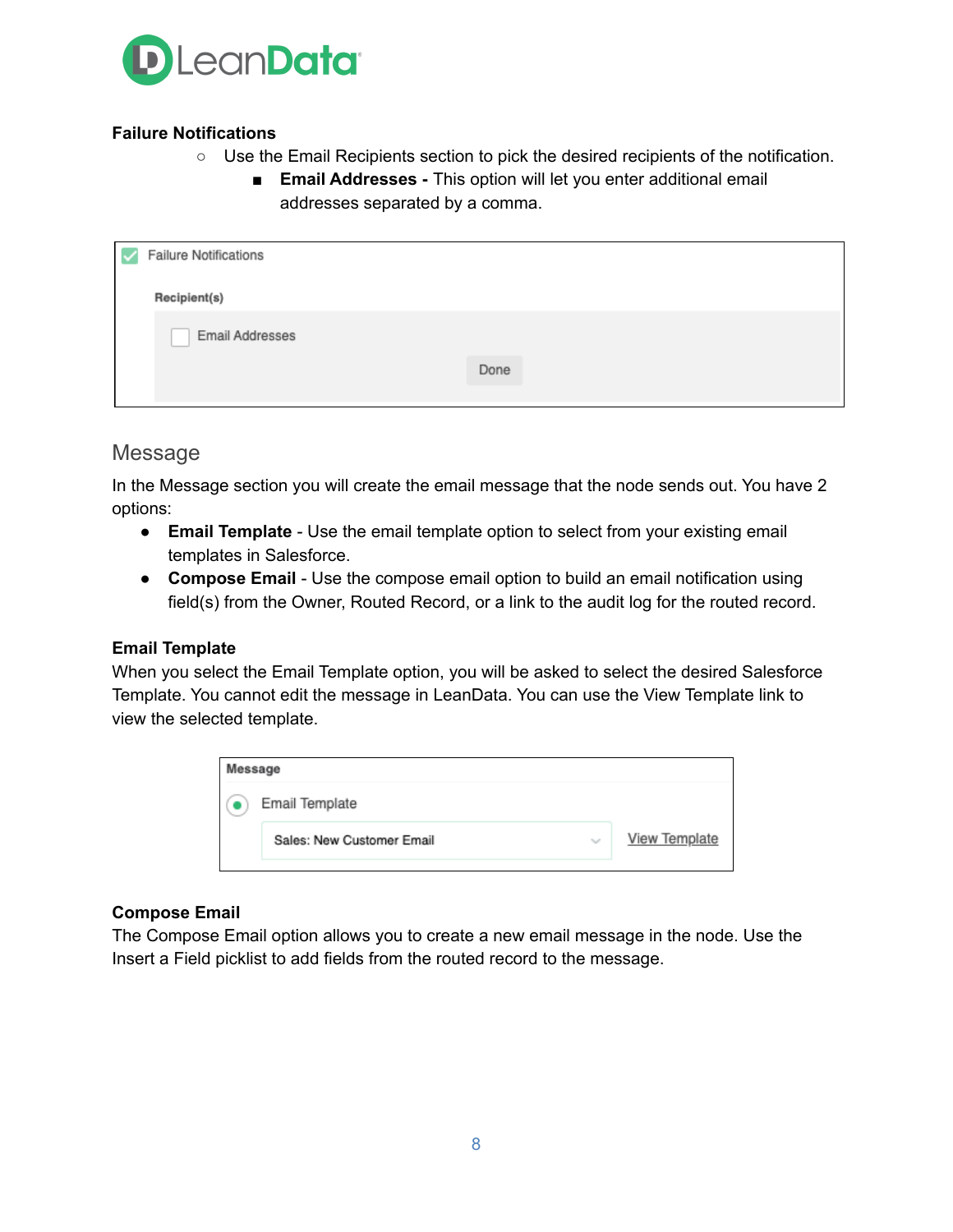**Failure Notifications**

- Use the Email Recipients section to pick the desired recipients of the notification.
    - **Email Addresses -** This option will let you enter additional email addresses separated by a comma.

## Message

In the Message section you will create the email message that the node sends out. You have 2 options:

- **Email Template** - Use the email template option to select from your existing email templates in Salesforce.
- **Compose Email** - Use the compose email option to build an email notification using field(s) from the Owner, Routed Record, or a link to the audit log for the routed record.

**Email Template**

When you select the Email Template option, you will be asked to select the desired Salesforce Template. You cannot edit the message in LeanData. You can use the View Template link to view the selected template.

**Compose Email**

The Compose Email option allows you to create a new email message in the node. Use the Insert a Field picklist to add fields from the routed record to the message.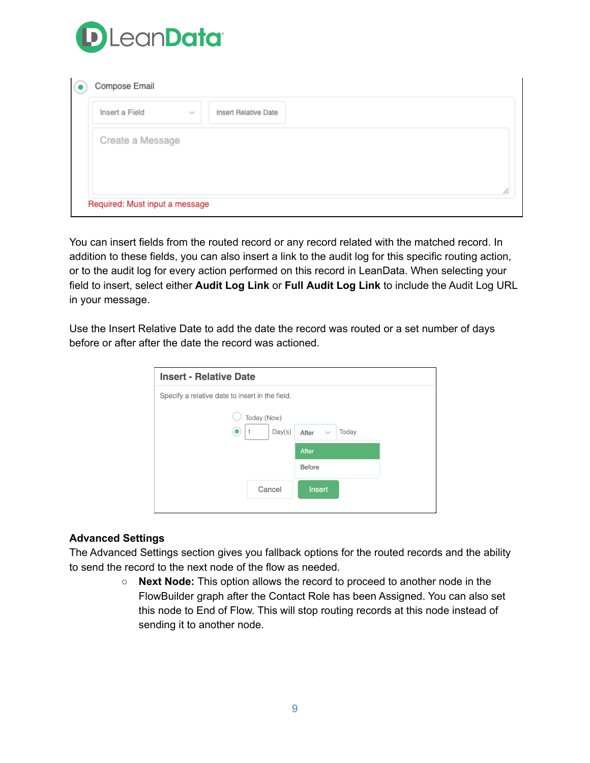Compose Email

Insert a Field | Insert Relative Date

Create a Message

Required: Must input a message

You can insert fields from the routed record or any record related with the matched record. In addition to these fields, you can also insert a link to the audit log for this specific routing action, or to the audit log for every action performed on this record in LeanData. When selecting your field to insert, select either **Audit Log Link** or **Full Audit Log Link** to include the Audit Log URL in your message.

Use the Insert Relative Date to add the date the record was routed or a set number of days before or after after the date the record was actioned.

**Insert - Relative Date**

Specify a relative date to insert in the field.

Today (Now)

1 Day(s) After Today

After

Before

Cancel | Insert

**Advanced Settings**

The Advanced Settings section gives you fallback options for the routed records and the ability to send the record to the next node of the flow as needed.

- **Next Node:** This option allows the record to proceed to another node in the FlowBuilder graph after the Contact Role has been Assigned. You can also set this node to End of Flow. This will stop routing records at this node instead of sending it to another node.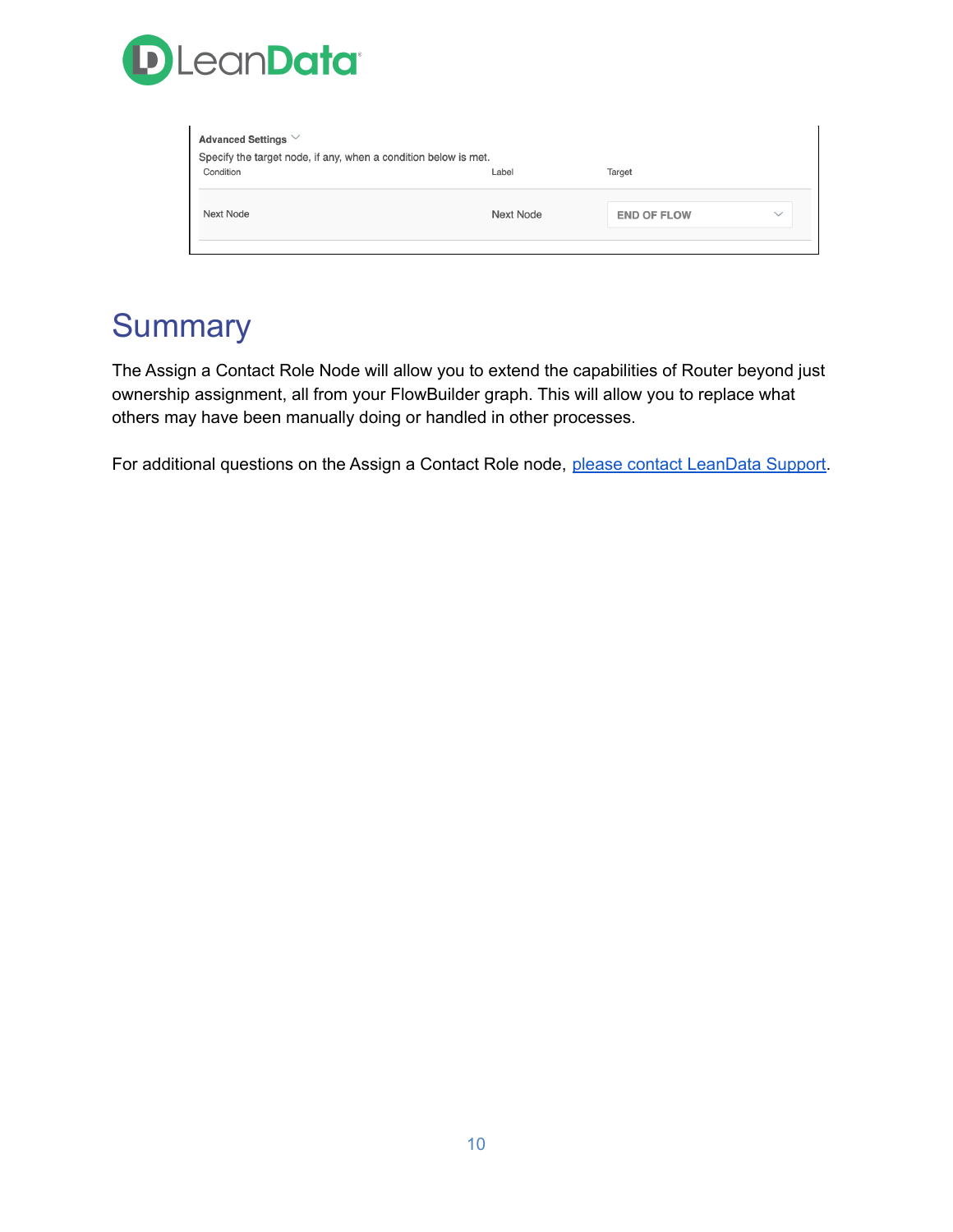**Advanced Settings**

Specify the target node, if any, when a condition below is met.

| Condition | Label | Target |
| --- | --- | --- |
| Next Node | Next Node | END OF FLOW |

# Summary

The Assign a Contact Role Node will allow you to extend the capabilities of Router beyond just ownership assignment, all from your FlowBuilder graph. This will allow you to replace what others may have been manually doing or handled in other processes.

For additional questions on the Assign a Contact Role node, [please contact LeanData Support](please contact LeanData Support).